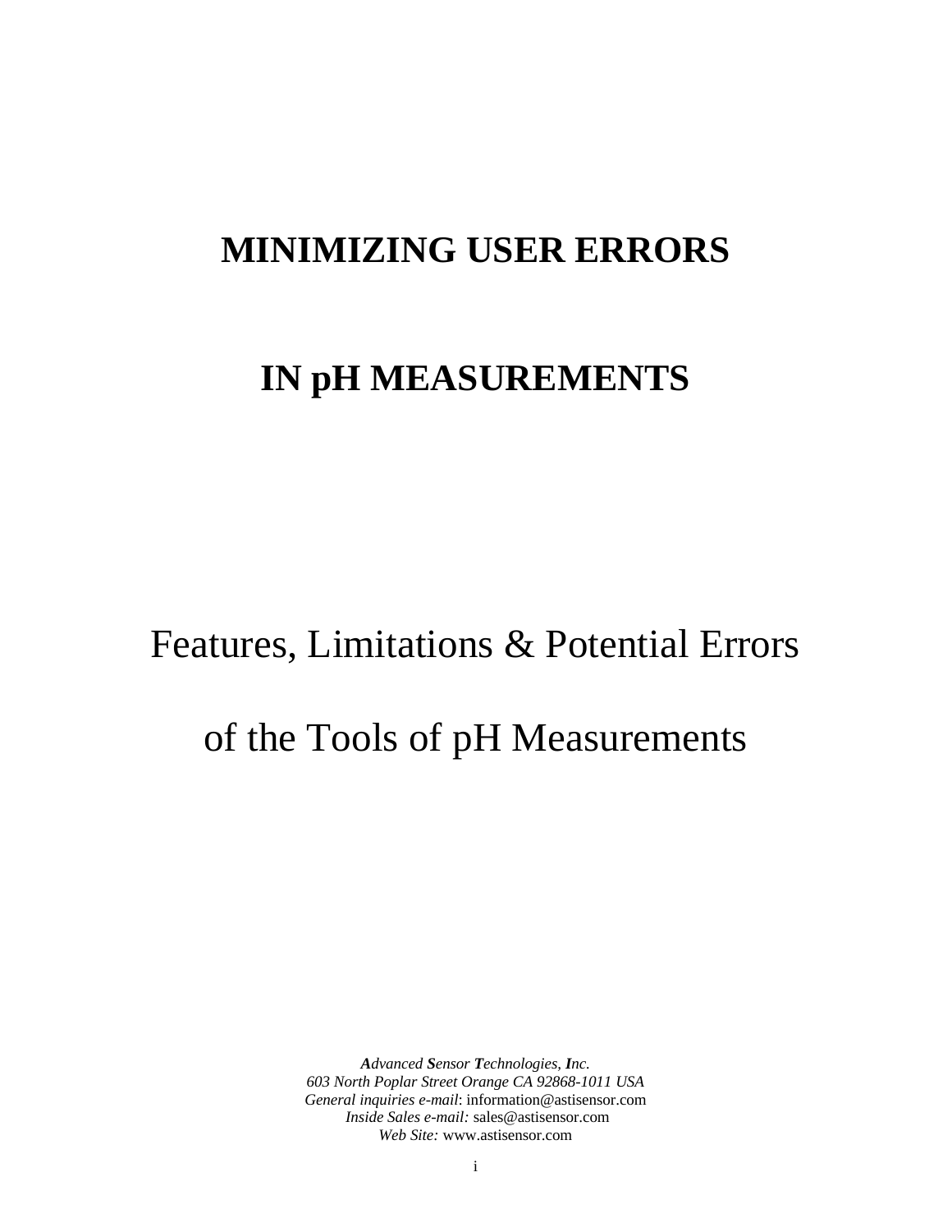# MINIMIZING USER ERRORS

# IN pH MEASUREMENTS

## Features, Limitations & Potential Errors

## of the Tools of pH Measurements

***A**dvanced **S**ensor **T**echnologies, **I**nc.*
*603 North Poplar Street Orange CA 92868-1011 USA*
*General inquiries e-mail*: information@astisensor.com
*Inside Sales e-mail:* sales@astisensor.com
*Web Site:* www.astisensor.com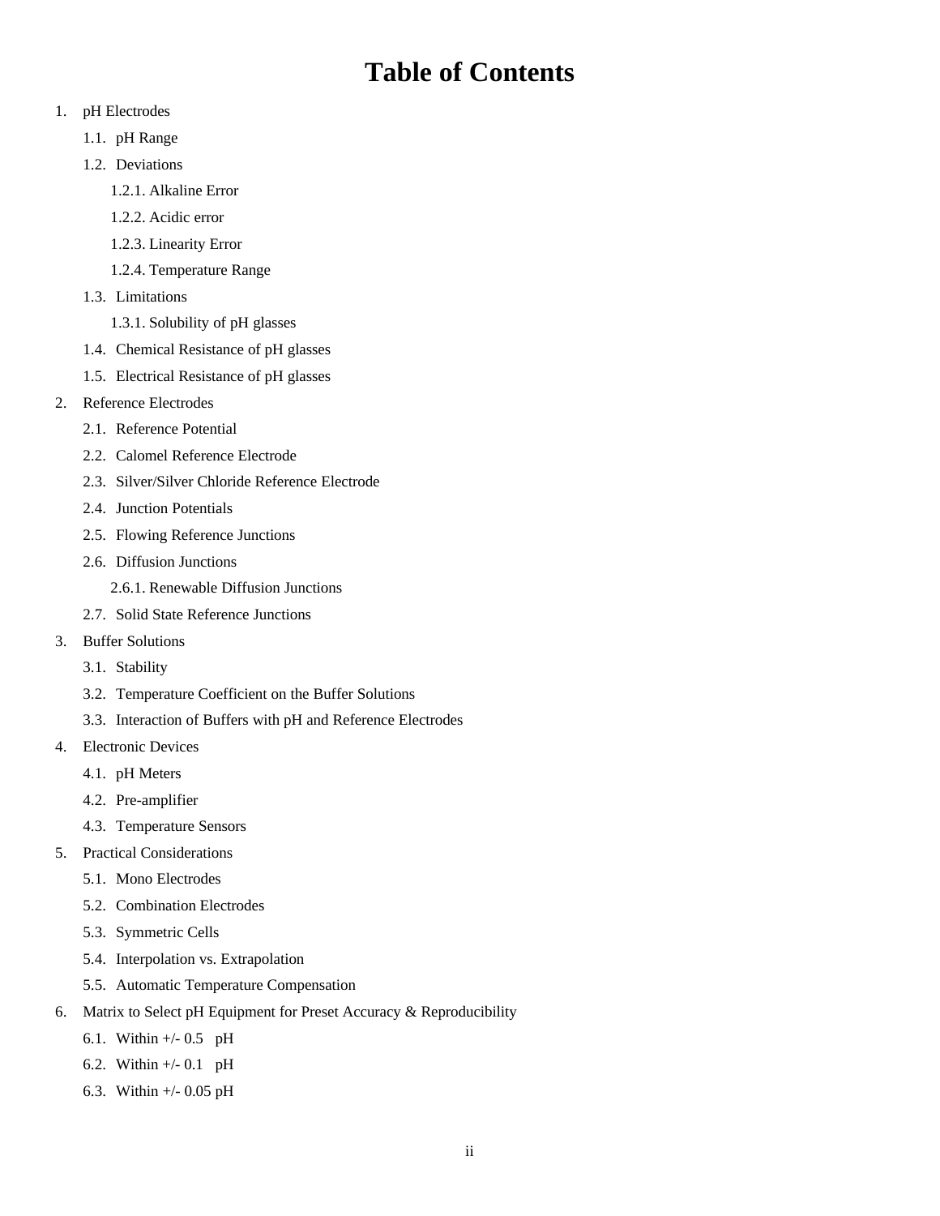# Table of Contents

1. pH Electrodes
    1.1. pH Range
    1.2. Deviations
        1.2.1. Alkaline Error
        1.2.2. Acidic error
        1.2.3. Linearity Error
        1.2.4. Temperature Range
    1.3. Limitations
        1.3.1. Solubility of pH glasses
    1.4. Chemical Resistance of pH glasses
    1.5. Electrical Resistance of pH glasses
2. Reference Electrodes
    2.1. Reference Potential
    2.2. Calomel Reference Electrode
    2.3. Silver/Silver Chloride Reference Electrode
    2.4. Junction Potentials
    2.5. Flowing Reference Junctions
    2.6. Diffusion Junctions
        2.6.1. Renewable Diffusion Junctions
    2.7. Solid State Reference Junctions
3. Buffer Solutions
    3.1. Stability
    3.2. Temperature Coefficient on the Buffer Solutions
    3.3. Interaction of Buffers with pH and Reference Electrodes
4. Electronic Devices
    4.1. pH Meters
    4.2. Pre-amplifier
    4.3. Temperature Sensors
5. Practical Considerations
    5.1. Mono Electrodes
    5.2. Combination Electrodes
    5.3. Symmetric Cells
    5.4. Interpolation vs. Extrapolation
    5.5. Automatic Temperature Compensation
6. Matrix to Select pH Equipment for Preset Accuracy & Reproducibility
    6.1. Within +/- 0.5 pH
    6.2. Within +/- 0.1 pH
    6.3. Within +/- 0.05 pH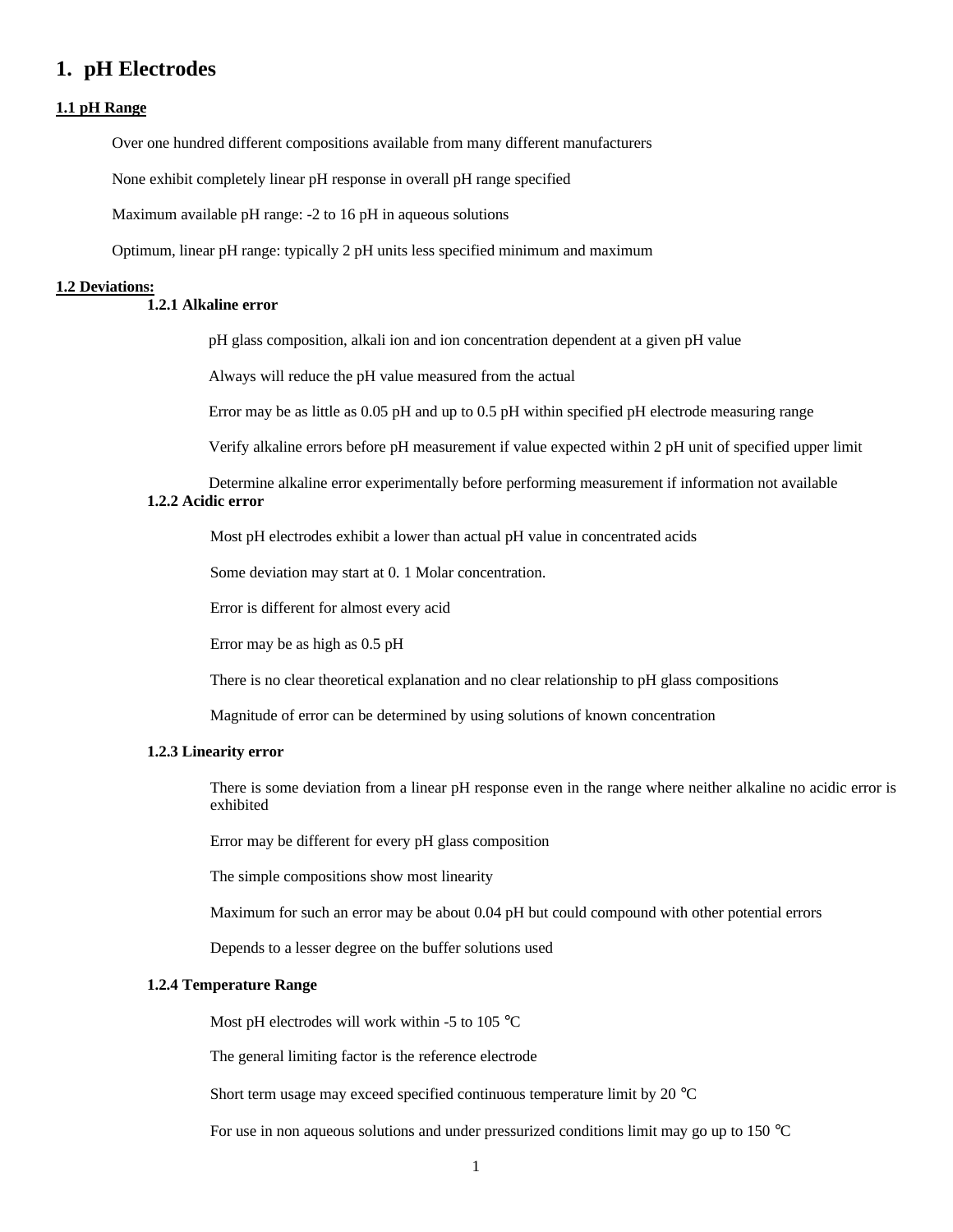# 1. pH Electrodes

## 1.1 pH Range

Over one hundred different compositions available from many different manufacturers

None exhibit completely linear pH response in overall pH range specified

Maximum available pH range: -2 to 16 pH in aqueous solutions

Optimum, linear pH range: typically 2 pH units less specified minimum and maximum

## 1.2 Deviations:

### 1.2.1 Alkaline error

pH glass composition, alkali ion and ion concentration dependent at a given pH value

Always will reduce the pH value measured from the actual

Error may be as little as 0.05 pH and up to 0.5 pH within specified pH electrode measuring range

Verify alkaline errors before pH measurement if value expected within 2 pH unit of specified upper limit

Determine alkaline error experimentally before performing measurement if information not available

### 1.2.2 Acidic error

Most pH electrodes exhibit a lower than actual pH value in concentrated acids

Some deviation may start at 0. 1 Molar concentration.

Error is different for almost every acid

Error may be as high as 0.5 pH

There is no clear theoretical explanation and no clear relationship to pH glass compositions

Magnitude of error can be determined by using solutions of known concentration

### 1.2.3 Linearity error

There is some deviation from a linear pH response even in the range where neither alkaline no acidic error is exhibited

Error may be different for every pH glass composition

The simple compositions show most linearity

Maximum for such an error may be about 0.04 pH but could compound with other potential errors

Depends to a lesser degree on the buffer solutions used

### 1.2.4 Temperature Range

Most pH electrodes will work within -5 to 105 °C

The general limiting factor is the reference electrode

Short term usage may exceed specified continuous temperature limit by 20 °C

For use in non aqueous solutions and under pressurized conditions limit may go up to 150 °C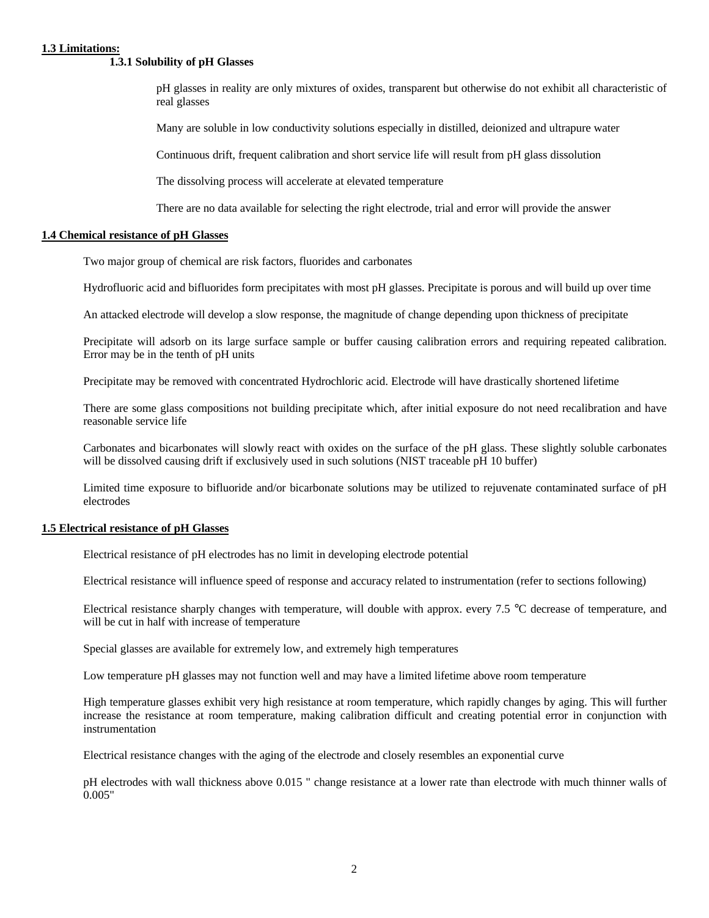## 1.3 Limitations:

### 1.3.1 Solubility of pH Glasses

pH glasses in reality are only mixtures of oxides, transparent but otherwise do not exhibit all characteristic of real glasses

Many are soluble in low conductivity solutions especially in distilled, deionized and ultrapure water

Continuous drift, frequent calibration and short service life will result from pH glass dissolution

The dissolving process will accelerate at elevated temperature

There are no data available for selecting the right electrode, trial and error will provide the answer

## 1.4 Chemical resistance of pH Glasses

Two major group of chemical are risk factors, fluorides and carbonates

Hydrofluoric acid and bifluorides form precipitates with most pH glasses. Precipitate is porous and will build up over time

An attacked electrode will develop a slow response, the magnitude of change depending upon thickness of precipitate

Precipitate will adsorb on its large surface sample or buffer causing calibration errors and requiring repeated calibration. Error may be in the tenth of pH units

Precipitate may be removed with concentrated Hydrochloric acid. Electrode will have drastically shortened lifetime

There are some glass compositions not building precipitate which, after initial exposure do not need recalibration and have reasonable service life

Carbonates and bicarbonates will slowly react with oxides on the surface of the pH glass. These slightly soluble carbonates will be dissolved causing drift if exclusively used in such solutions (NIST traceable pH 10 buffer)

Limited time exposure to bifluoride and/or bicarbonate solutions may be utilized to rejuvenate contaminated surface of pH electrodes

## 1.5 Electrical resistance of pH Glasses

Electrical resistance of pH electrodes has no limit in developing electrode potential

Electrical resistance will influence speed of response and accuracy related to instrumentation (refer to sections following)

Electrical resistance sharply changes with temperature, will double with approx. every 7.5 °C decrease of temperature, and will be cut in half with increase of temperature

Special glasses are available for extremely low, and extremely high temperatures

Low temperature pH glasses may not function well and may have a limited lifetime above room temperature

High temperature glasses exhibit very high resistance at room temperature, which rapidly changes by aging. This will further increase the resistance at room temperature, making calibration difficult and creating potential error in conjunction with instrumentation

Electrical resistance changes with the aging of the electrode and closely resembles an exponential curve

pH electrodes with wall thickness above 0.015 " change resistance at a lower rate than electrode with much thinner walls of 0.005"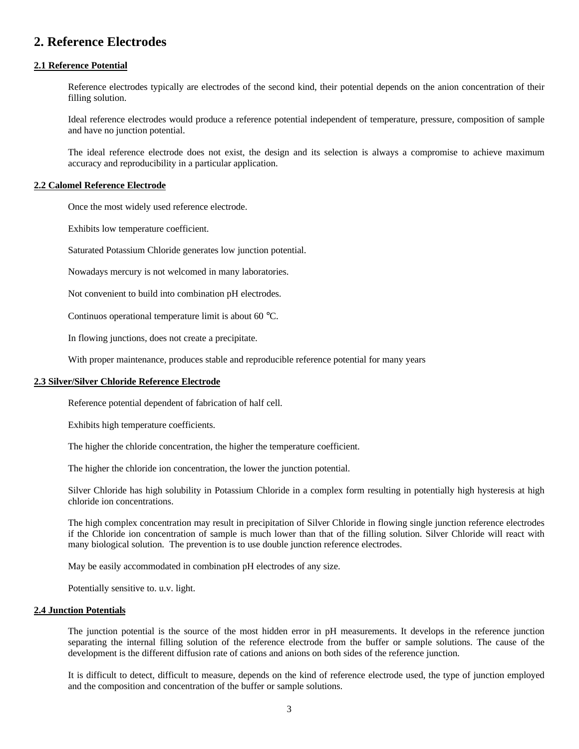## 2. Reference Electrodes

### 2.1 Reference Potential

Reference electrodes typically are electrodes of the second kind, their potential depends on the anion concentration of their filling solution.

Ideal reference electrodes would produce a reference potential independent of temperature, pressure, composition of sample and have no junction potential.

The ideal reference electrode does not exist, the design and its selection is always a compromise to achieve maximum accuracy and reproducibility in a particular application.

### 2.2 Calomel Reference Electrode

Once the most widely used reference electrode.

Exhibits low temperature coefficient.

Saturated Potassium Chloride generates low junction potential.

Nowadays mercury is not welcomed in many laboratories.

Not convenient to build into combination pH electrodes.

Continuos operational temperature limit is about 60 °C.

In flowing junctions, does not create a precipitate.

With proper maintenance, produces stable and reproducible reference potential for many years

### 2.3 Silver/Silver Chloride Reference Electrode

Reference potential dependent of fabrication of half cell.

Exhibits high temperature coefficients.

The higher the chloride concentration, the higher the temperature coefficient.

The higher the chloride ion concentration, the lower the junction potential.

Silver Chloride has high solubility in Potassium Chloride in a complex form resulting in potentially high hysteresis at high chloride ion concentrations.

The high complex concentration may result in precipitation of Silver Chloride in flowing single junction reference electrodes if the Chloride ion concentration of sample is much lower than that of the filling solution. Silver Chloride will react with many biological solution. The prevention is to use double junction reference electrodes.

May be easily accommodated in combination pH electrodes of any size.

Potentially sensitive to. u.v. light.

### 2.4 Junction Potentials

The junction potential is the source of the most hidden error in pH measurements. It develops in the reference junction separating the internal filling solution of the reference electrode from the buffer or sample solutions. The cause of the development is the different diffusion rate of cations and anions on both sides of the reference junction.

It is difficult to detect, difficult to measure, depends on the kind of reference electrode used, the type of junction employed and the composition and concentration of the buffer or sample solutions.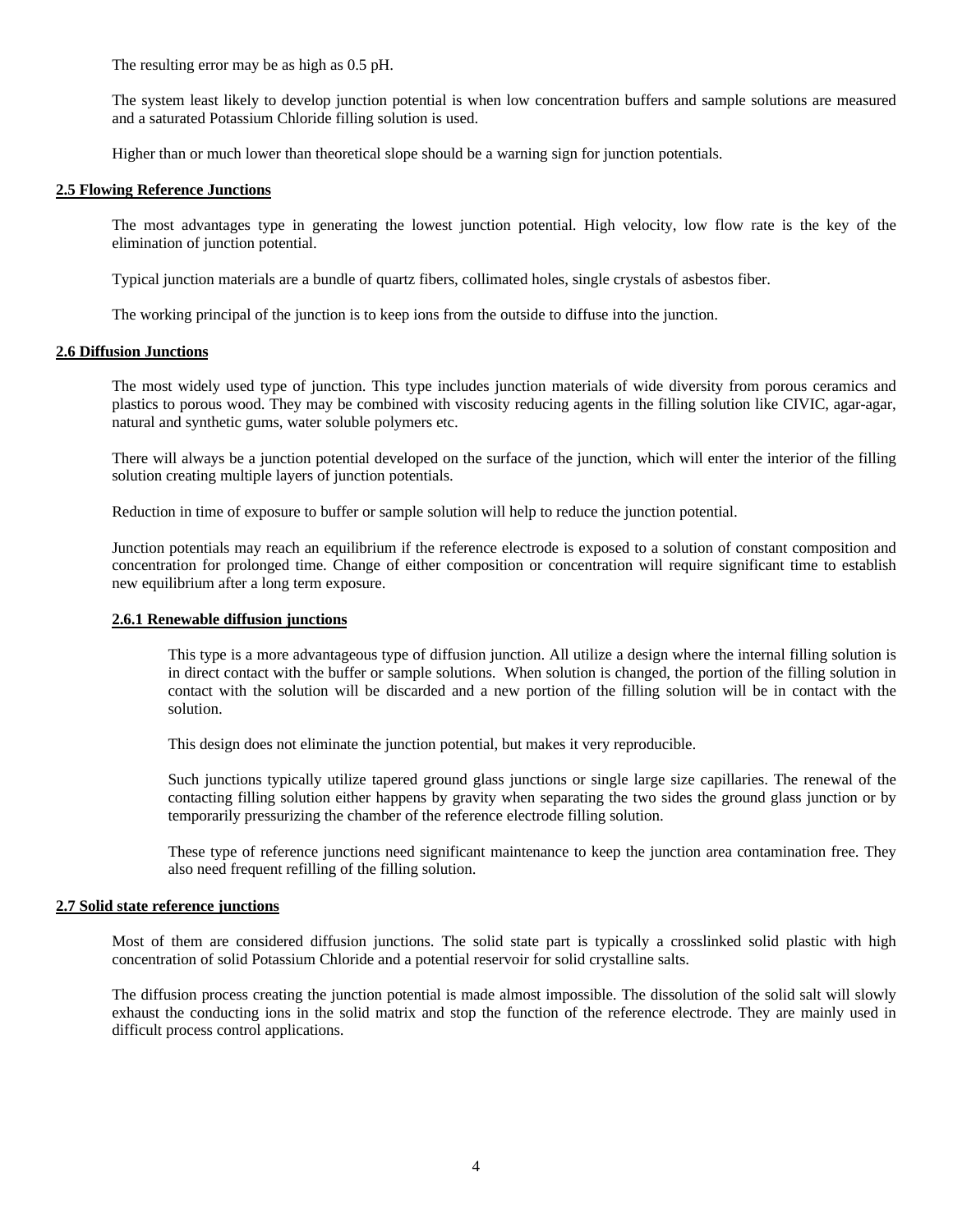The resulting error may be as high as 0.5 pH.

The system least likely to develop junction potential is when low concentration buffers and sample solutions are measured and a saturated Potassium Chloride filling solution is used.

Higher than or much lower than theoretical slope should be a warning sign for junction potentials.

## 2.5 Flowing Reference Junctions

The most advantages type in generating the lowest junction potential. High velocity, low flow rate is the key of the elimination of junction potential.

Typical junction materials are a bundle of quartz fibers, collimated holes, single crystals of asbestos fiber.

The working principal of the junction is to keep ions from the outside to diffuse into the junction.

## 2.6 Diffusion Junctions

The most widely used type of junction. This type includes junction materials of wide diversity from porous ceramics and plastics to porous wood. They may be combined with viscosity reducing agents in the filling solution like CIVIC, agar-agar, natural and synthetic gums, water soluble polymers etc.

There will always be a junction potential developed on the surface of the junction, which will enter the interior of the filling solution creating multiple layers of junction potentials.

Reduction in time of exposure to buffer or sample solution will help to reduce the junction potential.

Junction potentials may reach an equilibrium if the reference electrode is exposed to a solution of constant composition and concentration for prolonged time. Change of either composition or concentration will require significant time to establish new equilibrium after a long term exposure.

### 2.6.1 Renewable diffusion junctions

This type is a more advantageous type of diffusion junction. All utilize a design where the internal filling solution is in direct contact with the buffer or sample solutions. When solution is changed, the portion of the filling solution in contact with the solution will be discarded and a new portion of the filling solution will be in contact with the solution.

This design does not eliminate the junction potential, but makes it very reproducible.

Such junctions typically utilize tapered ground glass junctions or single large size capillaries. The renewal of the contacting filling solution either happens by gravity when separating the two sides the ground glass junction or by temporarily pressurizing the chamber of the reference electrode filling solution.

These type of reference junctions need significant maintenance to keep the junction area contamination free. They also need frequent refilling of the filling solution.

## 2.7 Solid state reference junctions

Most of them are considered diffusion junctions. The solid state part is typically a crosslinked solid plastic with high concentration of solid Potassium Chloride and a potential reservoir for solid crystalline salts.

The diffusion process creating the junction potential is made almost impossible. The dissolution of the solid salt will slowly exhaust the conducting ions in the solid matrix and stop the function of the reference electrode. They are mainly used in difficult process control applications.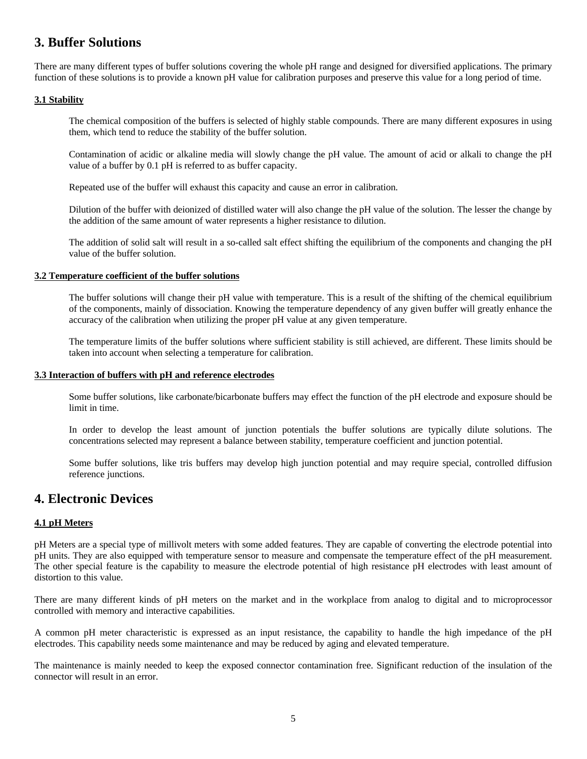## 3. Buffer Solutions

There are many different types of buffer solutions covering the whole pH range and designed for diversified applications. The primary function of these solutions is to provide a known pH value for calibration purposes and preserve this value for a long period of time.

### 3.1 Stability

The chemical composition of the buffers is selected of highly stable compounds. There are many different exposures in using them, which tend to reduce the stability of the buffer solution.

Contamination of acidic or alkaline media will slowly change the pH value. The amount of acid or alkali to change the pH value of a buffer by 0.1 pH is referred to as buffer capacity.

Repeated use of the buffer will exhaust this capacity and cause an error in calibration.

Dilution of the buffer with deionized of distilled water will also change the pH value of the solution. The lesser the change by the addition of the same amount of water represents a higher resistance to dilution.

The addition of solid salt will result in a so-called salt effect shifting the equilibrium of the components and changing the pH value of the buffer solution.

### 3.2 Temperature coefficient of the buffer solutions

The buffer solutions will change their pH value with temperature. This is a result of the shifting of the chemical equilibrium of the components, mainly of dissociation. Knowing the temperature dependency of any given buffer will greatly enhance the accuracy of the calibration when utilizing the proper pH value at any given temperature.

The temperature limits of the buffer solutions where sufficient stability is still achieved, are different. These limits should be taken into account when selecting a temperature for calibration.

### 3.3 Interaction of buffers with pH and reference electrodes

Some buffer solutions, like carbonate/bicarbonate buffers may effect the function of the pH electrode and exposure should be limit in time.

In order to develop the least amount of junction potentials the buffer solutions are typically dilute solutions. The concentrations selected may represent a balance between stability, temperature coefficient and junction potential.

Some buffer solutions, like tris buffers may develop high junction potential and may require special, controlled diffusion reference junctions.

## 4. Electronic Devices

### 4.1 pH Meters

pH Meters are a special type of millivolt meters with some added features. They are capable of converting the electrode potential into pH units. They are also equipped with temperature sensor to measure and compensate the temperature effect of the pH measurement. The other special feature is the capability to measure the electrode potential of high resistance pH electrodes with least amount of distortion to this value.

There are many different kinds of pH meters on the market and in the workplace from analog to digital and to microprocessor controlled with memory and interactive capabilities.

A common pH meter characteristic is expressed as an input resistance, the capability to handle the high impedance of the pH electrodes. This capability needs some maintenance and may be reduced by aging and elevated temperature.

The maintenance is mainly needed to keep the exposed connector contamination free. Significant reduction of the insulation of the connector will result in an error.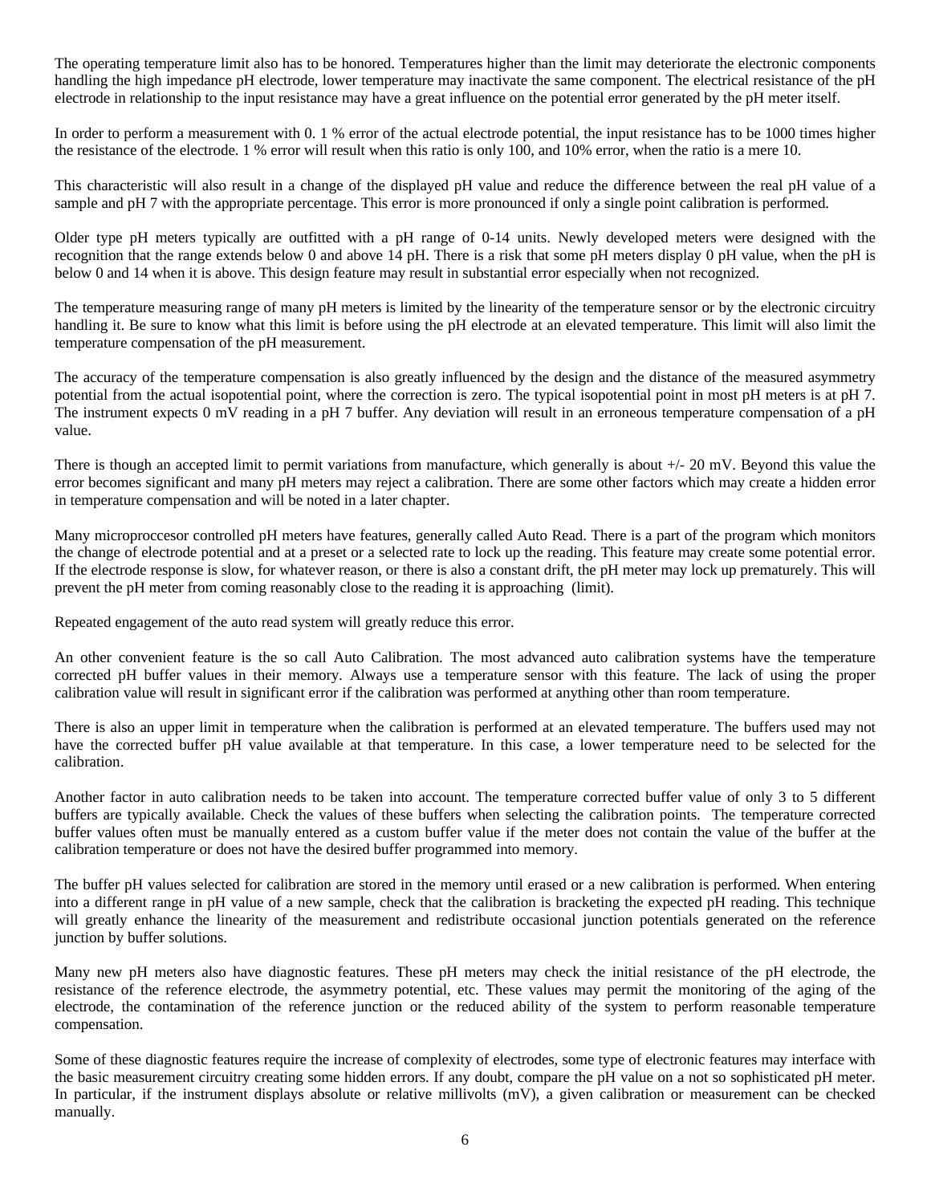The operating temperature limit also has to be honored. Temperatures higher than the limit may deteriorate the electronic components handling the high impedance pH electrode, lower temperature may inactivate the same component. The electrical resistance of the pH electrode in relationship to the input resistance may have a great influence on the potential error generated by the pH meter itself.

In order to perform a measurement with 0. 1 % error of the actual electrode potential, the input resistance has to be 1000 times higher the resistance of the electrode. 1 % error will result when this ratio is only 100, and 10% error, when the ratio is a mere 10.

This characteristic will also result in a change of the displayed pH value and reduce the difference between the real pH value of a sample and pH 7 with the appropriate percentage. This error is more pronounced if only a single point calibration is performed.

Older type pH meters typically are outfitted with a pH range of 0-14 units. Newly developed meters were designed with the recognition that the range extends below 0 and above 14 pH. There is a risk that some pH meters display 0 pH value, when the pH is below 0 and 14 when it is above. This design feature may result in substantial error especially when not recognized.

The temperature measuring range of many pH meters is limited by the linearity of the temperature sensor or by the electronic circuitry handling it. Be sure to know what this limit is before using the pH electrode at an elevated temperature. This limit will also limit the temperature compensation of the pH measurement.

The accuracy of the temperature compensation is also greatly influenced by the design and the distance of the measured asymmetry potential from the actual isopotential point, where the correction is zero. The typical isopotential point in most pH meters is at pH 7. The instrument expects 0 mV reading in a pH 7 buffer. Any deviation will result in an erroneous temperature compensation of a pH value.

There is though an accepted limit to permit variations from manufacture, which generally is about +/- 20 mV. Beyond this value the error becomes significant and many pH meters may reject a calibration. There are some other factors which may create a hidden error in temperature compensation and will be noted in a later chapter.

Many microproccesor controlled pH meters have features, generally called Auto Read. There is a part of the program which monitors the change of electrode potential and at a preset or a selected rate to lock up the reading. This feature may create some potential error. If the electrode response is slow, for whatever reason, or there is also a constant drift, the pH meter may lock up prematurely. This will prevent the pH meter from coming reasonably close to the reading it is approaching (limit).

Repeated engagement of the auto read system will greatly reduce this error.

An other convenient feature is the so call Auto Calibration. The most advanced auto calibration systems have the temperature corrected pH buffer values in their memory. Always use a temperature sensor with this feature. The lack of using the proper calibration value will result in significant error if the calibration was performed at anything other than room temperature.

There is also an upper limit in temperature when the calibration is performed at an elevated temperature. The buffers used may not have the corrected buffer pH value available at that temperature. In this case, a lower temperature need to be selected for the calibration.

Another factor in auto calibration needs to be taken into account. The temperature corrected buffer value of only 3 to 5 different buffers are typically available. Check the values of these buffers when selecting the calibration points. The temperature corrected buffer values often must be manually entered as a custom buffer value if the meter does not contain the value of the buffer at the calibration temperature or does not have the desired buffer programmed into memory.

The buffer pH values selected for calibration are stored in the memory until erased or a new calibration is performed. When entering into a different range in pH value of a new sample, check that the calibration is bracketing the expected pH reading. This technique will greatly enhance the linearity of the measurement and redistribute occasional junction potentials generated on the reference junction by buffer solutions.

Many new pH meters also have diagnostic features. These pH meters may check the initial resistance of the pH electrode, the resistance of the reference electrode, the asymmetry potential, etc. These values may permit the monitoring of the aging of the electrode, the contamination of the reference junction or the reduced ability of the system to perform reasonable temperature compensation.

Some of these diagnostic features require the increase of complexity of electrodes, some type of electronic features may interface with the basic measurement circuitry creating some hidden errors. If any doubt, compare the pH value on a not so sophisticated pH meter. In particular, if the instrument displays absolute or relative millivolts (mV), a given calibration or measurement can be checked manually.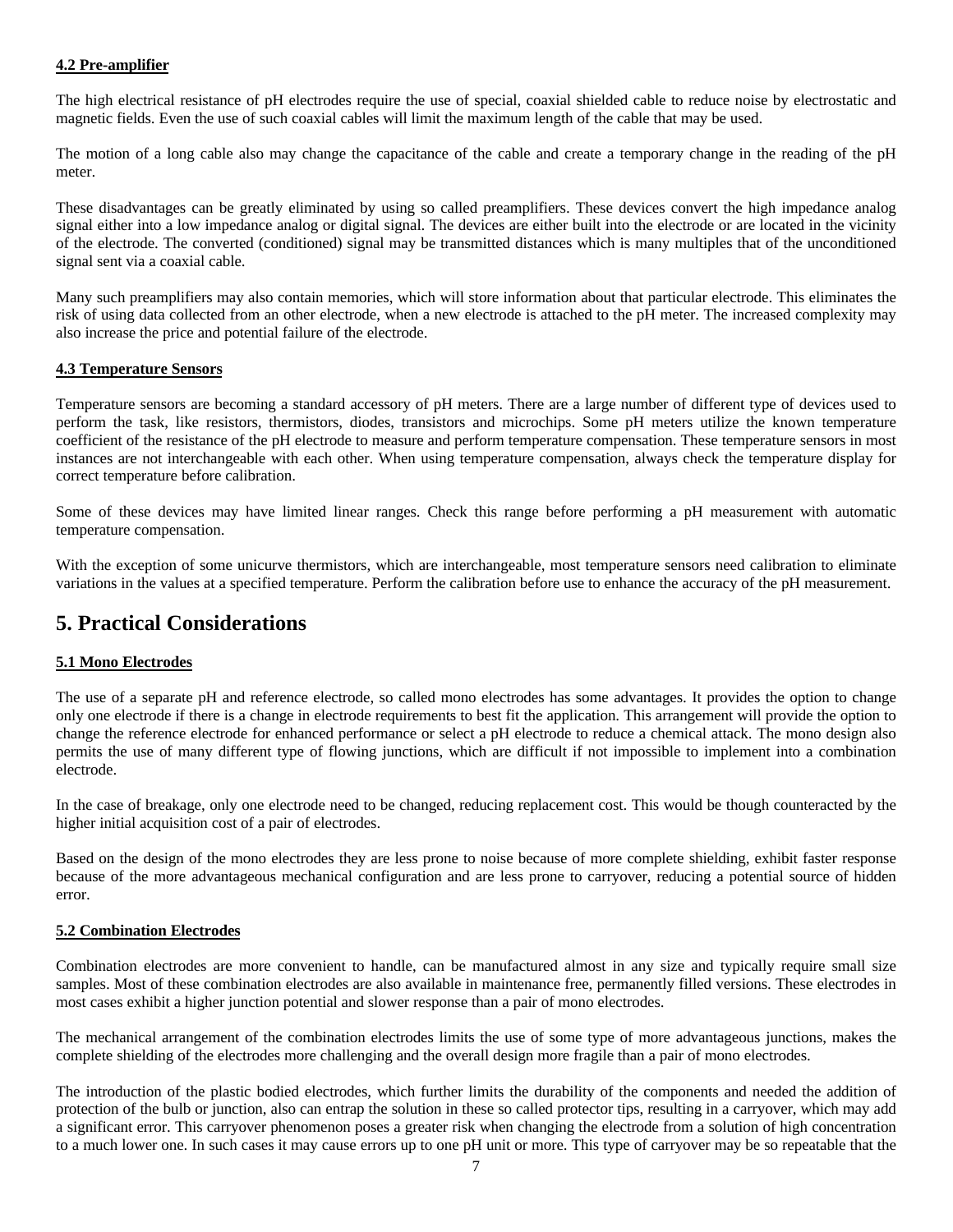#### 4.2 Pre-amplifier

The high electrical resistance of pH electrodes require the use of special, coaxial shielded cable to reduce noise by electrostatic and magnetic fields. Even the use of such coaxial cables will limit the maximum length of the cable that may be used.

The motion of a long cable also may change the capacitance of the cable and create a temporary change in the reading of the pH meter.

These disadvantages can be greatly eliminated by using so called preamplifiers. These devices convert the high impedance analog signal either into a low impedance analog or digital signal. The devices are either built into the electrode or are located in the vicinity of the electrode. The converted (conditioned) signal may be transmitted distances which is many multiples that of the unconditioned signal sent via a coaxial cable.

Many such preamplifiers may also contain memories, which will store information about that particular electrode. This eliminates the risk of using data collected from an other electrode, when a new electrode is attached to the pH meter. The increased complexity may also increase the price and potential failure of the electrode.

#### 4.3 Temperature Sensors

Temperature sensors are becoming a standard accessory of pH meters. There are a large number of different type of devices used to perform the task, like resistors, thermistors, diodes, transistors and microchips. Some pH meters utilize the known temperature coefficient of the resistance of the pH electrode to measure and perform temperature compensation. These temperature sensors in most instances are not interchangeable with each other. When using temperature compensation, always check the temperature display for correct temperature before calibration.

Some of these devices may have limited linear ranges. Check this range before performing a pH measurement with automatic temperature compensation.

With the exception of some unicurve thermistors, which are interchangeable, most temperature sensors need calibration to eliminate variations in the values at a specified temperature. Perform the calibration before use to enhance the accuracy of the pH measurement.

## 5. Practical Considerations

#### 5.1 Mono Electrodes

The use of a separate pH and reference electrode, so called mono electrodes has some advantages. It provides the option to change only one electrode if there is a change in electrode requirements to best fit the application. This arrangement will provide the option to change the reference electrode for enhanced performance or select a pH electrode to reduce a chemical attack. The mono design also permits the use of many different type of flowing junctions, which are difficult if not impossible to implement into a combination electrode.

In the case of breakage, only one electrode need to be changed, reducing replacement cost. This would be though counteracted by the higher initial acquisition cost of a pair of electrodes.

Based on the design of the mono electrodes they are less prone to noise because of more complete shielding, exhibit faster response because of the more advantageous mechanical configuration and are less prone to carryover, reducing a potential source of hidden error.

#### 5.2 Combination Electrodes

Combination electrodes are more convenient to handle, can be manufactured almost in any size and typically require small size samples. Most of these combination electrodes are also available in maintenance free, permanently filled versions. These electrodes in most cases exhibit a higher junction potential and slower response than a pair of mono electrodes.

The mechanical arrangement of the combination electrodes limits the use of some type of more advantageous junctions, makes the complete shielding of the electrodes more challenging and the overall design more fragile than a pair of mono electrodes.

The introduction of the plastic bodied electrodes, which further limits the durability of the components and needed the addition of protection of the bulb or junction, also can entrap the solution in these so called protector tips, resulting in a carryover, which may add a significant error. This carryover phenomenon poses a greater risk when changing the electrode from a solution of high concentration to a much lower one. In such cases it may cause errors up to one pH unit or more. This type of carryover may be so repeatable that the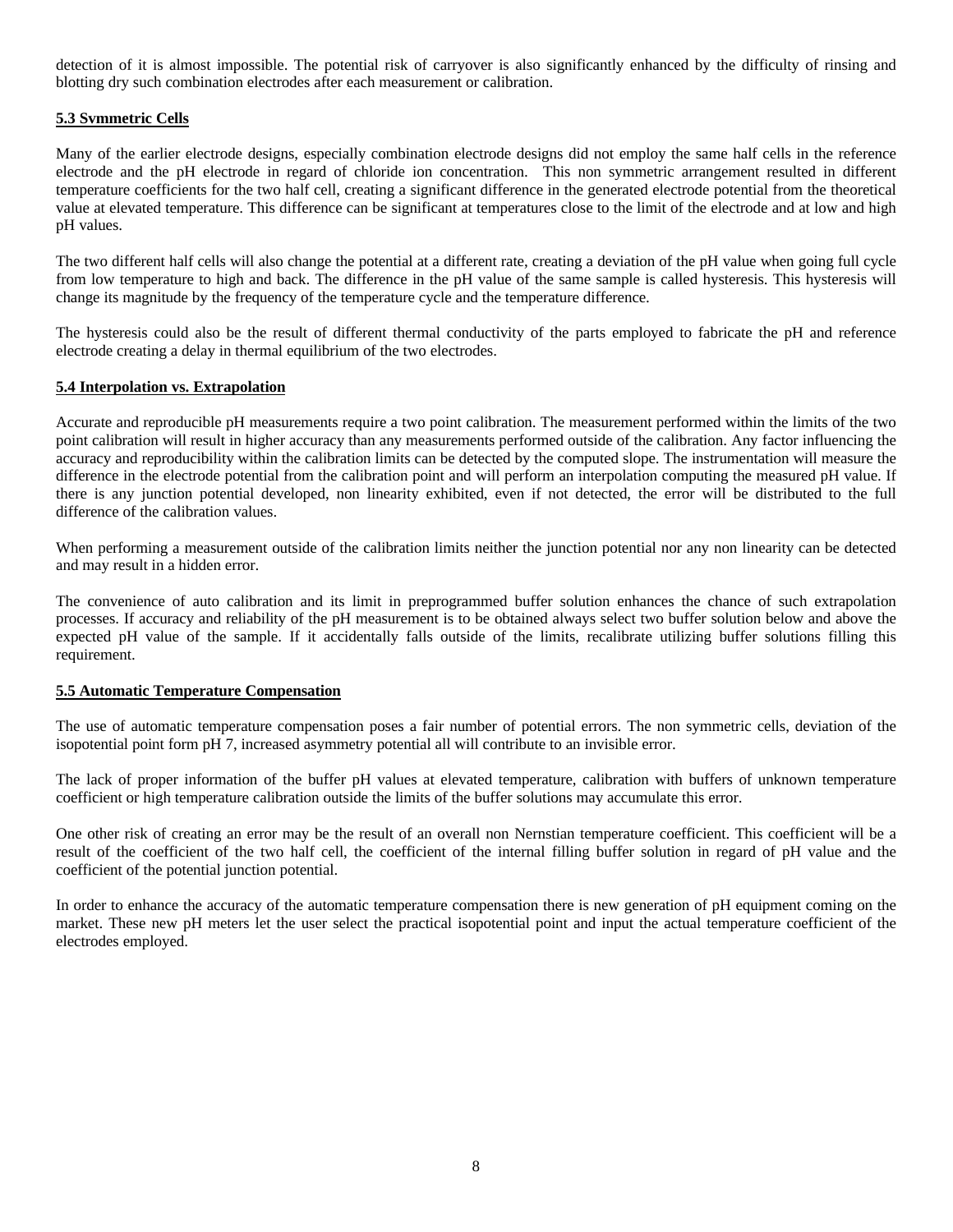detection of it is almost impossible. The potential risk of carryover is also significantly enhanced by the difficulty of rinsing and blotting dry such combination electrodes after each measurement or calibration.

### 5.3 Svmmetric Cells

Many of the earlier electrode designs, especially combination electrode designs did not employ the same half cells in the reference electrode and the pH electrode in regard of chloride ion concentration. This non symmetric arrangement resulted in different temperature coefficients for the two half cell, creating a significant difference in the generated electrode potential from the theoretical value at elevated temperature. This difference can be significant at temperatures close to the limit of the electrode and at low and high pH values.

The two different half cells will also change the potential at a different rate, creating a deviation of the pH value when going full cycle from low temperature to high and back. The difference in the pH value of the same sample is called hysteresis. This hysteresis will change its magnitude by the frequency of the temperature cycle and the temperature difference.

The hysteresis could also be the result of different thermal conductivity of the parts employed to fabricate the pH and reference electrode creating a delay in thermal equilibrium of the two electrodes.

### 5.4 Interpolation vs. Extrapolation

Accurate and reproducible pH measurements require a two point calibration. The measurement performed within the limits of the two point calibration will result in higher accuracy than any measurements performed outside of the calibration. Any factor influencing the accuracy and reproducibility within the calibration limits can be detected by the computed slope. The instrumentation will measure the difference in the electrode potential from the calibration point and will perform an interpolation computing the measured pH value. If there is any junction potential developed, non linearity exhibited, even if not detected, the error will be distributed to the full difference of the calibration values.

When performing a measurement outside of the calibration limits neither the junction potential nor any non linearity can be detected and may result in a hidden error.

The convenience of auto calibration and its limit in preprogrammed buffer solution enhances the chance of such extrapolation processes. If accuracy and reliability of the pH measurement is to be obtained always select two buffer solution below and above the expected pH value of the sample. If it accidentally falls outside of the limits, recalibrate utilizing buffer solutions filling this requirement.

### 5.5 Automatic Temperature Compensation

The use of automatic temperature compensation poses a fair number of potential errors. The non symmetric cells, deviation of the isopotential point form pH 7, increased asymmetry potential all will contribute to an invisible error.

The lack of proper information of the buffer pH values at elevated temperature, calibration with buffers of unknown temperature coefficient or high temperature calibration outside the limits of the buffer solutions may accumulate this error.

One other risk of creating an error may be the result of an overall non Nernstian temperature coefficient. This coefficient will be a result of the coefficient of the two half cell, the coefficient of the internal filling buffer solution in regard of pH value and the coefficient of the potential junction potential.

In order to enhance the accuracy of the automatic temperature compensation there is new generation of pH equipment coming on the market. These new pH meters let the user select the practical isopotential point and input the actual temperature coefficient of the electrodes employed.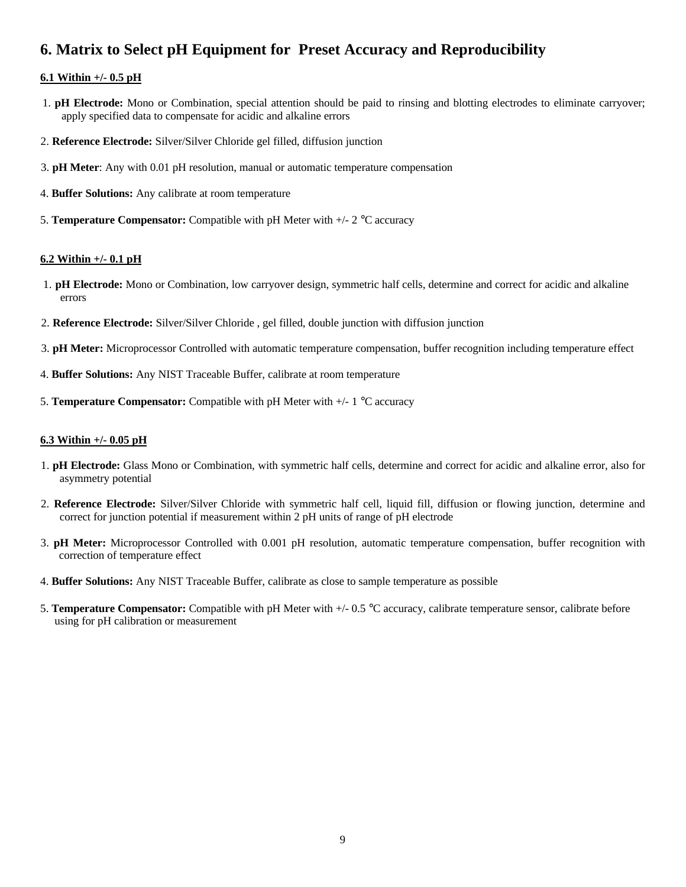# 6. Matrix to Select pH Equipment for Preset Accuracy and Reproducibility

## 6.1 Within +/- 0.5 pH

1. **pH Electrode:** Mono or Combination, special attention should be paid to rinsing and blotting electrodes to eliminate carryover; apply specified data to compensate for acidic and alkaline errors

2. **Reference Electrode:** Silver/Silver Chloride gel filled, diffusion junction

3. **pH Meter**: Any with 0.01 pH resolution, manual or automatic temperature compensation

4. **Buffer Solutions:** Any calibrate at room temperature

5. **Temperature Compensator:** Compatible with pH Meter with +/- 2 °C accuracy

## 6.2 Within +/- 0.1 pH

1. **pH Electrode:** Mono or Combination, low carryover design, symmetric half cells, determine and correct for acidic and alkaline errors

2. **Reference Electrode:** Silver/Silver Chloride , gel filled, double junction with diffusion junction

3. **pH Meter:** Microprocessor Controlled with automatic temperature compensation, buffer recognition including temperature effect

4. **Buffer Solutions:** Any NIST Traceable Buffer, calibrate at room temperature

5. **Temperature Compensator:** Compatible with pH Meter with +/- 1 °C accuracy

## 6.3 Within +/- 0.05 pH

1. **pH Electrode:** Glass Mono or Combination, with symmetric half cells, determine and correct for acidic and alkaline error, also for asymmetry potential

2. **Reference Electrode:** Silver/Silver Chloride with symmetric half cell, liquid fill, diffusion or flowing junction, determine and correct for junction potential if measurement within 2 pH units of range of pH electrode

3. **pH Meter:** Microprocessor Controlled with 0.001 pH resolution, automatic temperature compensation, buffer recognition with correction of temperature effect

4. **Buffer Solutions:** Any NIST Traceable Buffer, calibrate as close to sample temperature as possible

5. **Temperature Compensator:** Compatible with pH Meter with +/- 0.5 °C accuracy, calibrate temperature sensor, calibrate before using for pH calibration or measurement